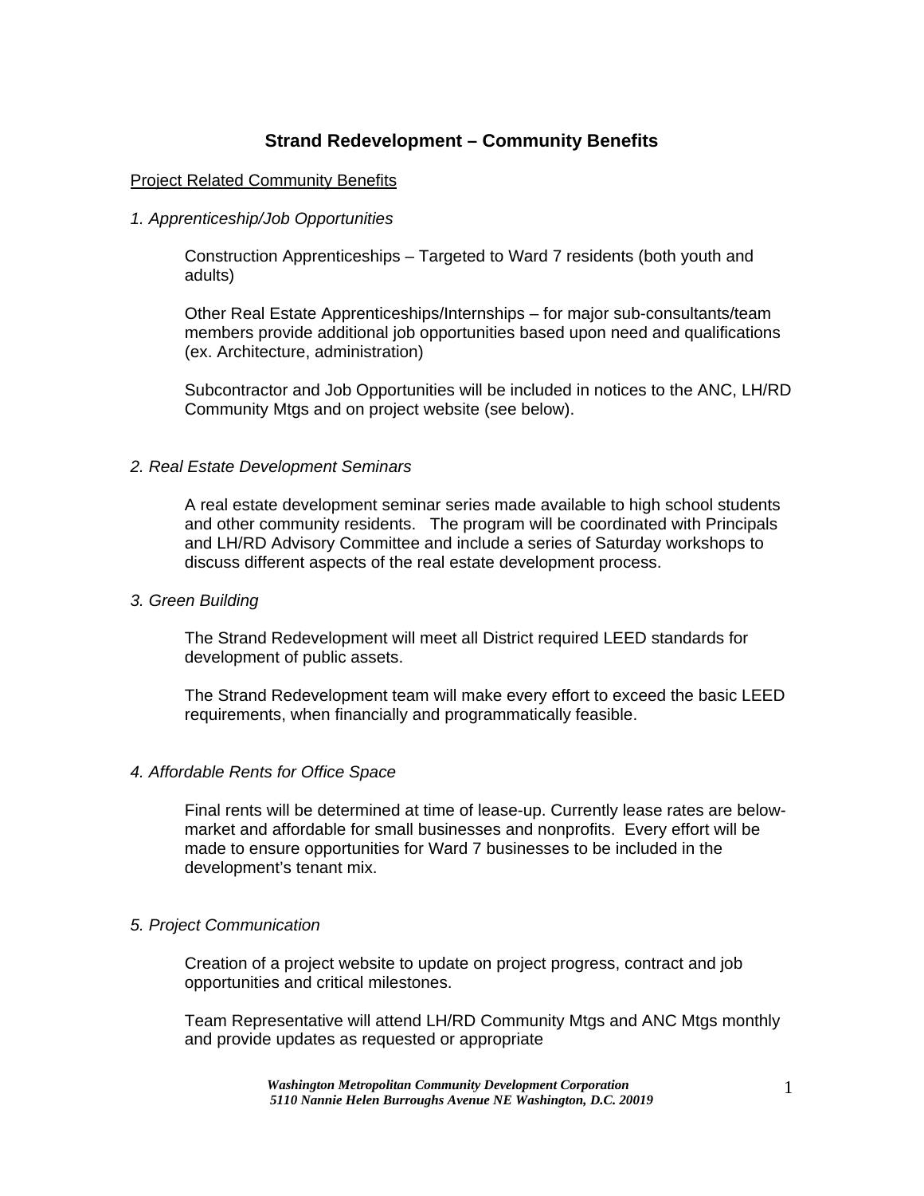# Strand Redevelopment – Community Benefits

<u>Project Related Community Benefits</u>

*1. Apprenticeship/Job Opportunities*

Construction Apprenticeships – Targeted to Ward 7 residents (both youth and adults)

Other Real Estate Apprenticeships/Internships – for major sub-consultants/team members provide additional job opportunities based upon need and qualifications (ex. Architecture, administration)

Subcontractor and Job Opportunities will be included in notices to the ANC, LH/RD Community Mtgs and on project website (see below).

*2. Real Estate Development Seminars*

A real estate development seminar series made available to high school students and other community residents. The program will be coordinated with Principals and LH/RD Advisory Committee and include a series of Saturday workshops to discuss different aspects of the real estate development process.

*3. Green Building*

The Strand Redevelopment will meet all District required LEED standards for development of public assets.

The Strand Redevelopment team will make every effort to exceed the basic LEED requirements, when financially and programmatically feasible.

*4. Affordable Rents for Office Space*

Final rents will be determined at time of lease-up. Currently lease rates are below-market and affordable for small businesses and nonprofits. Every effort will be made to ensure opportunities for Ward 7 businesses to be included in the development's tenant mix.

*5. Project Communication*

Creation of a project website to update on project progress, contract and job opportunities and critical milestones.

Team Representative will attend LH/RD Community Mtgs and ANC Mtgs monthly and provide updates as requested or appropriate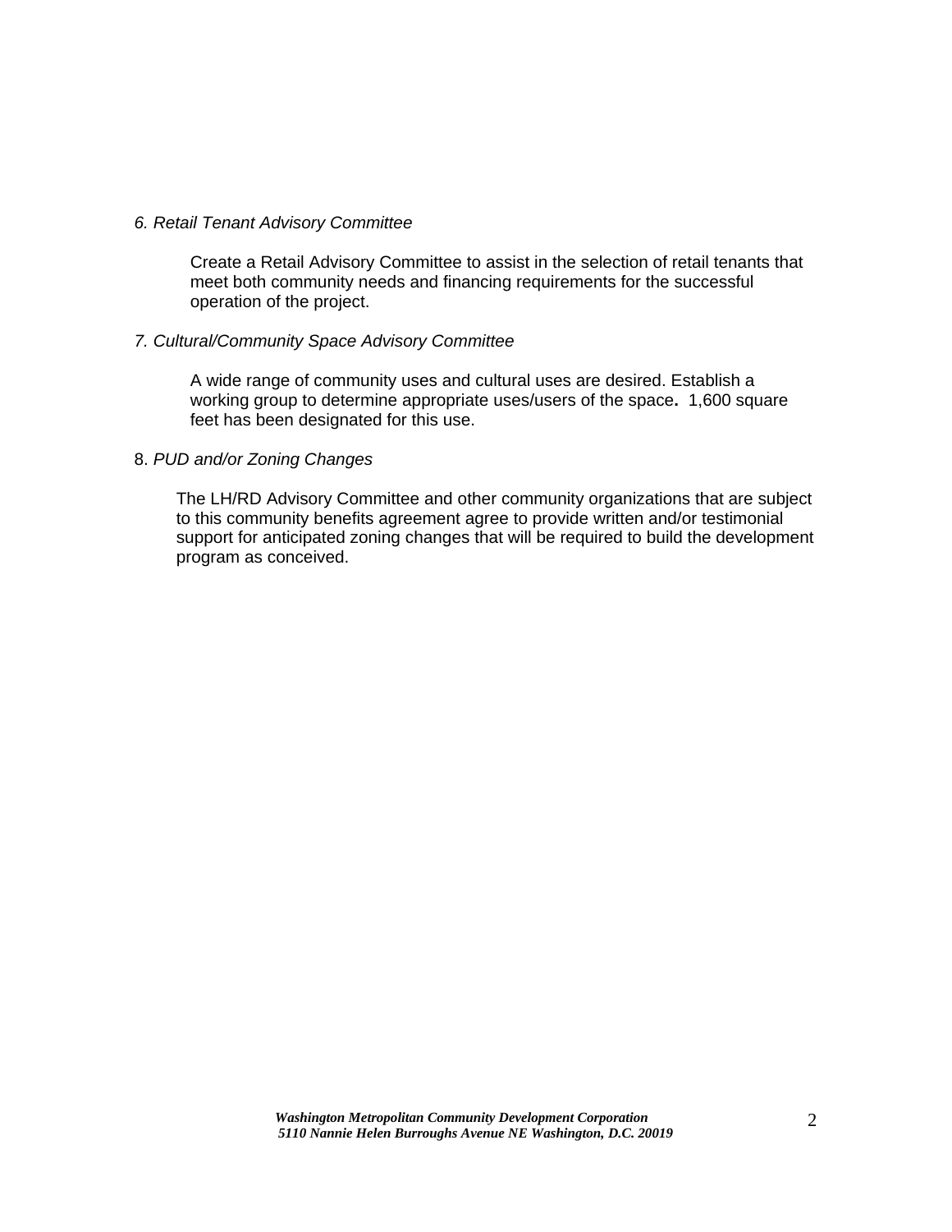*6. Retail Tenant Advisory Committee*

Create a Retail Advisory Committee to assist in the selection of retail tenants that meet both community needs and financing requirements for the successful operation of the project.

*7. Cultural/Community Space Advisory Committee*

A wide range of community uses and cultural uses are desired. Establish a working group to determine appropriate uses/users of the space**.** 1,600 square feet has been designated for this use.

8. *PUD and/or Zoning Changes*

The LH/RD Advisory Committee and other community organizations that are subject to this community benefits agreement agree to provide written and/or testimonial support for anticipated zoning changes that will be required to build the development program as conceived.